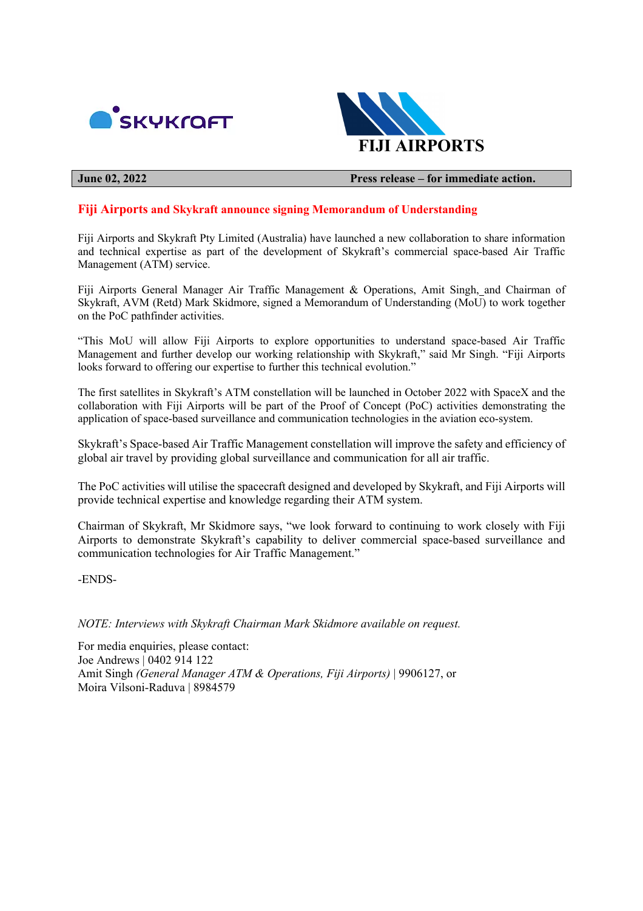SKYKRAFT

FIJI AIRPORTS

| June 02, 2022 | Press release – for immediate action. |
|---|---|

## Fiji Airports and Skykraft announce signing Memorandum of Understanding

Fiji Airports and Skykraft Pty Limited (Australia) have launched a new collaboration to share information and technical expertise as part of the development of Skykraft's commercial space-based Air Traffic Management (ATM) service.

Fiji Airports General Manager Air Traffic Management & Operations, Amit Singh, and Chairman of Skykraft, AVM (Retd) Mark Skidmore, signed a Memorandum of Understanding (MoU) to work together on the PoC pathfinder activities.

"This MoU will allow Fiji Airports to explore opportunities to understand space-based Air Traffic Management and further develop our working relationship with Skykraft," said Mr Singh. "Fiji Airports looks forward to offering our expertise to further this technical evolution."

The first satellites in Skykraft's ATM constellation will be launched in October 2022 with SpaceX and the collaboration with Fiji Airports will be part of the Proof of Concept (PoC) activities demonstrating the application of space-based surveillance and communication technologies in the aviation eco-system.

Skykraft's Space-based Air Traffic Management constellation will improve the safety and efficiency of global air travel by providing global surveillance and communication for all air traffic.

The PoC activities will utilise the spacecraft designed and developed by Skykraft, and Fiji Airports will provide technical expertise and knowledge regarding their ATM system.

Chairman of Skykraft, Mr Skidmore says, "we look forward to continuing to work closely with Fiji Airports to demonstrate Skykraft's capability to deliver commercial space-based surveillance and communication technologies for Air Traffic Management."

-ENDS-

*NOTE: Interviews with Skykraft Chairman Mark Skidmore available on request.*

For media enquiries, please contact:
Joe Andrews | 0402 914 122
Amit Singh *(General Manager ATM & Operations, Fiji Airports)* | 9906127, or
Moira Vilsoni-Raduva | 8984579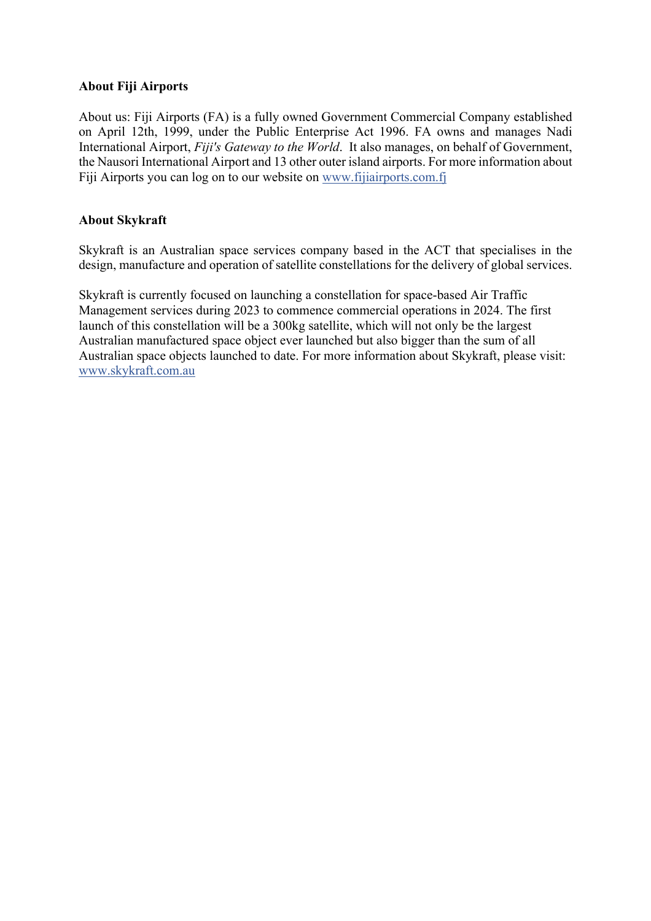**About Fiji Airports**

About us: Fiji Airports (FA) is a fully owned Government Commercial Company established on April 12th, 1999, under the Public Enterprise Act 1996. FA owns and manages Nadi International Airport, *Fiji's Gateway to the World*. It also manages, on behalf of Government, the Nausori International Airport and 13 other outer island airports. For more information about Fiji Airports you can log on to our website on [www.fijiairports.com.fj](http://www.fijiairports.com.fj)

**About Skykraft**

Skykraft is an Australian space services company based in the ACT that specialises in the design, manufacture and operation of satellite constellations for the delivery of global services.

Skykraft is currently focused on launching a constellation for space-based Air Traffic Management services during 2023 to commence commercial operations in 2024. The first launch of this constellation will be a 300kg satellite, which will not only be the largest Australian manufactured space object ever launched but also bigger than the sum of all Australian space objects launched to date. For more information about Skykraft, please visit: [www.skykraft.com.au](http://www.skykraft.com.au)